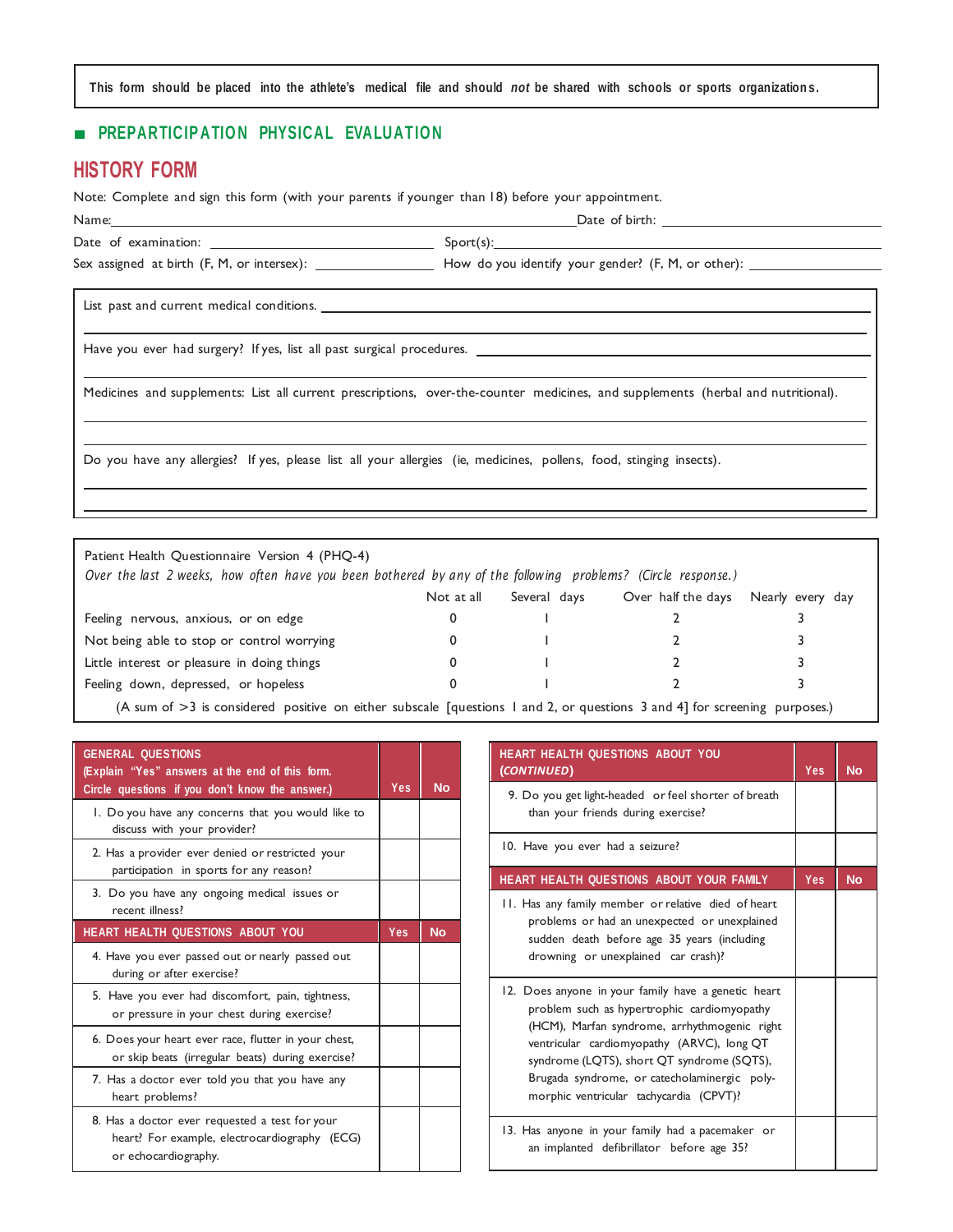This form should be placed into the athlete's medical file and should *not* be shared with schools or sports organizations.

## ■ PREPARTICIPATION PHYSICAL EVALUATION

# HISTORY FORM

Note: Complete and sign this form (with your parents if younger than 18) before your appointment.

Name: ______________________________ Date of birth: ______________

Date of examination: ______________ Sport(s): ______________

Sex assigned at birth (F, M, or intersex): ______________ How do you identify your gender? (F, M, or other): ______________

List past and current medical conditions. ______________________________

Have you ever had surgery? If yes, list all past surgical procedures. ______________________________

Medicines and supplements: List all current prescriptions, over-the-counter medicines, and supplements (herbal and nutritional).

______________________________

Do you have any allergies? If yes, please list all your allergies (ie, medicines, pollens, food, stinging insects).

______________________________

Patient Health Questionnaire Version 4 (PHQ-4)

*Over the last 2 weeks, how often have you been bothered by any of the following problems? (Circle response.)*

| | Not at all | Several days | Over half the days | Nearly every day |
|---|---|---|---|---|
| Feeling nervous, anxious, or on edge | 0 | 1 | 2 | 3 |
| Not being able to stop or control worrying | 0 | 1 | 2 | 3 |
| Little interest or pleasure in doing things | 0 | 1 | 2 | 3 |
| Feeling down, depressed, or hopeless | 0 | 1 | 2 | 3 |

(A sum of >3 is considered positive on either subscale [questions 1 and 2, or questions 3 and 4] for screening purposes.)

| GENERAL QUESTIONS (Explain "Yes" answers at the end of this form. Circle questions if you don't know the answer.) | Yes | No |
|---|---|---|
| 1. Do you have any concerns that you would like to discuss with your provider? | | |
| 2. Has a provider ever denied or restricted your participation in sports for any reason? | | |
| 3. Do you have any ongoing medical issues or recent illness? | | |
| **HEART HEALTH QUESTIONS ABOUT YOU** | **Yes** | **No** |
| 4. Have you ever passed out or nearly passed out during or after exercise? | | |
| 5. Have you ever had discomfort, pain, tightness, or pressure in your chest during exercise? | | |
| 6. Does your heart ever race, flutter in your chest, or skip beats (irregular beats) during exercise? | | |
| 7. Has a doctor ever told you that you have any heart problems? | | |
| 8. Has a doctor ever requested a test for your heart? For example, electrocardiography (ECG) or echocardiography. | | |

| HEART HEALTH QUESTIONS ABOUT YOU (*CONTINUED*) | Yes | No |
|---|---|---|
| 9. Do you get light-headed or feel shorter of breath than your friends during exercise? | | |
| 10. Have you ever had a seizure? | | |
| **HEART HEALTH QUESTIONS ABOUT YOUR FAMILY** | **Yes** | **No** |
| 11. Has any family member or relative died of heart problems or had an unexpected or unexplained sudden death before age 35 years (including drowning or unexplained car crash)? | | |
| 12. Does anyone in your family have a genetic heart problem such as hypertrophic cardiomyopathy (HCM), Marfan syndrome, arrhythmogenic right ventricular cardiomyopathy (ARVC), long QT syndrome (LQTS), short QT syndrome (SQTS), Brugada syndrome, or catecholaminergic polymorphic ventricular tachycardia (CPVT)? | | |
| 13. Has anyone in your family had a pacemaker or an implanted defibrillator before age 35? | | |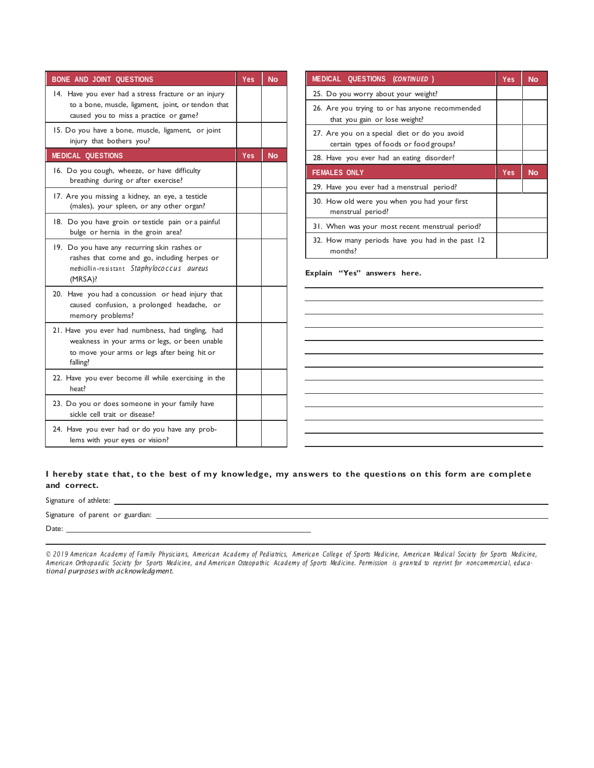| BONE AND JOINT QUESTIONS | Yes | No |
|---|---|---|
| 14. Have you ever had a stress fracture or an injury to a bone, muscle, ligament, joint, or tendon that caused you to miss a practice or game? | | |
| 15. Do you have a bone, muscle, ligament, or joint injury that bothers you? | | |

| MEDICAL QUESTIONS | Yes | No |
|---|---|---|
| 16. Do you cough, wheeze, or have difficulty breathing during or after exercise? | | |
| 17. Are you missing a kidney, an eye, a testicle (males), your spleen, or any other organ? | | |
| 18. Do you have groin or testicle pain or a painful bulge or hernia in the groin area? | | |
| 19. Do you have any recurring skin rashes or rashes that come and go, including herpes or methicillin-resistant *Staphylococcus aureus* (MRSA)? | | |
| 20. Have you had a concussion or head injury that caused confusion, a prolonged headache, or memory problems? | | |
| 21. Have you ever had numbness, had tingling, had weakness in your arms or legs, or been unable to move your arms or legs after being hit or falling? | | |
| 22. Have you ever become ill while exercising in the heat? | | |
| 23. Do you or does someone in your family have sickle cell trait or disease? | | |
| 24. Have you ever had or do you have any problems with your eyes or vision? | | |

| MEDICAL QUESTIONS (*CONTINUED*) | Yes | No |
|---|---|---|
| 25. Do you worry about your weight? | | |
| 26. Are you trying to or has anyone recommended that you gain or lose weight? | | |
| 27. Are you on a special diet or do you avoid certain types of foods or food groups? | | |
| 28. Have you ever had an eating disorder? | | |

| FEMALES ONLY | Yes | No |
|---|---|---|
| 29. Have you ever had a menstrual period? | | |
| 30. How old were you when you had your first menstrual period? | | |
| 31. When was your most recent menstrual period? | | |
| 32. How many periods have you had in the past 12 months? | | |

**Explain "Yes" answers here.**

______________________________________________

______________________________________________

______________________________________________

______________________________________________

______________________________________________

______________________________________________

______________________________________________

______________________________________________

______________________________________________

______________________________________________

______________________________________________

______________________________________________

**I hereby state that, to the best of my knowledge, my answers to the questions on this form are complete and correct.**

Signature of athlete: ______________________________________________

Signature of parent or guardian: ______________________________________________

Date: ______________________________

*© 2019 American Academy of Family Physicians, American Academy of Pediatrics, American College of Sports Medicine, American Medical Society for Sports Medicine, American Orthopaedic Society for Sports Medicine, and American Osteopathic Academy of Sports Medicine. Permission is granted to reprint for noncommercial, educational purposes with acknowledgment.*